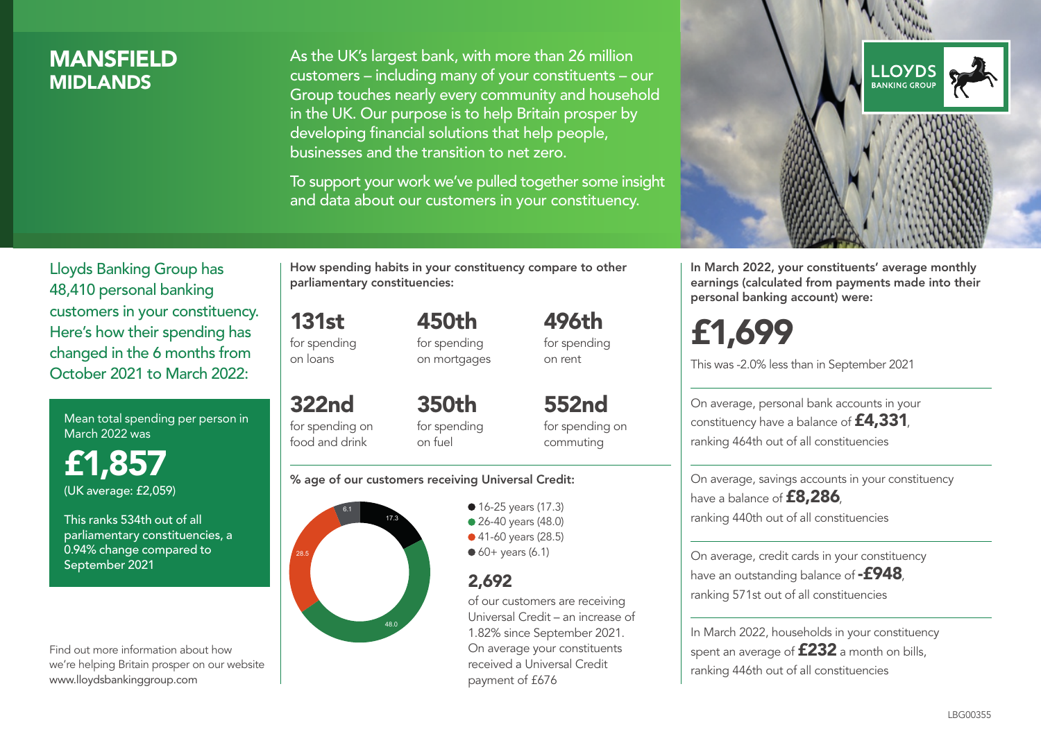# MANSFIELD
## MIDLANDS

As the UK's largest bank, with more than 26 million customers – including many of your constituents – our Group touches nearly every community and household in the UK. Our purpose is to help Britain prosper by developing financial solutions that help people, businesses and the transition to net zero.

To support your work we've pulled together some insight and data about our customers in your constituency.

LLOYDS BANKING GROUP

Lloyds Banking Group has 48,410 personal banking customers in your constituency. Here's how their spending has changed in the 6 months from October 2021 to March 2022:

Mean total spending per person in March 2022 was

**£1,857**
(UK average: £2,059)

This ranks 534th out of all parliamentary constituencies, a 0.94% change compared to September 2021

Find out more information about how we're helping Britain prosper on our website www.lloydsbankinggroup.com

How spending habits in your constituency compare to other parliamentary constituencies:

**131st** for spending on loans

**450th** for spending on mortgages

**496th** for spending on rent

**322nd** for spending on food and drink

**350th** for spending on fuel

**552nd** for spending on commuting

% age of our customers receiving Universal Credit:

- 16-25 years (17.3)
- 26-40 years (48.0)
- 41-60 years (28.5)
- 60+ years (6.1)

**2,692** of our customers are receiving Universal Credit – an increase of 1.82% since September 2021. On average your constituents received a Universal Credit payment of £676

In March 2022, your constituents' average monthly earnings (calculated from payments made into their personal banking account) were:

**£1,699**

This was -2.0% less than in September 2021

On average, personal bank accounts in your constituency have a balance of **£4,331**, ranking 464th out of all constituencies

On average, savings accounts in your constituency have a balance of **£8,286**, ranking 440th out of all constituencies

On average, credit cards in your constituency have an outstanding balance of **-£948**, ranking 571st out of all constituencies

In March 2022, households in your constituency spent an average of **£232** a month on bills, ranking 446th out of all constituencies

LBG00355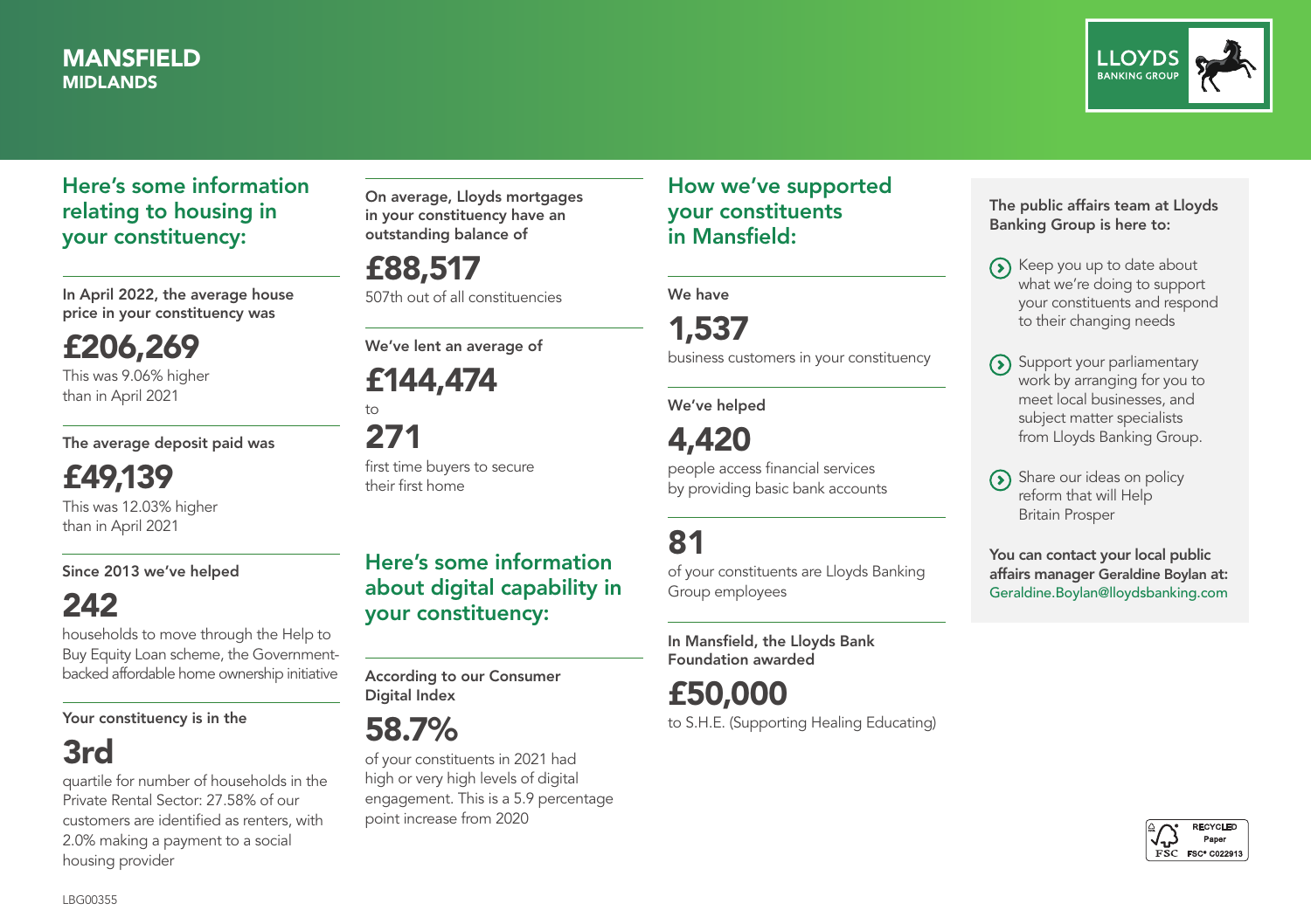# MANSFIELD
## MIDLANDS

LLOYDS BANKING GROUP

## Here's some information relating to housing in your constituency:

**In April 2022, the average house price in your constituency was**

**£206,269**

This was 9.06% higher than in April 2021

**The average deposit paid was**

**£49,139**

This was 12.03% higher than in April 2021

**Since 2013 we've helped**

**242**

households to move through the Help to Buy Equity Loan scheme, the Government-backed affordable home ownership initiative

**Your constituency is in the**

**3rd**

quartile for number of households in the Private Rental Sector: 27.58% of our customers are identified as renters, with 2.0% making a payment to a social housing provider

**On average, Lloyds mortgages in your constituency have an outstanding balance of**

**£88,517**

507th out of all constituencies

**We've lent an average of**

**£144,474**

to

**271**

first time buyers to secure their first home

## Here's some information about digital capability in your constituency:

**According to our Consumer Digital Index**

**58.7%**

of your constituents in 2021 had high or very high levels of digital engagement. This is a 5.9 percentage point increase from 2020

## How we've supported your constituents in Mansfield:

**We have**

**1,537**

business customers in your constituency

**We've helped**

**4,420**

people access financial services by providing basic bank accounts

**81**

of your constituents are Lloyds Banking Group employees

**In Mansfield, the Lloyds Bank Foundation awarded**

**£50,000**

to S.H.E. (Supporting Healing Educating)

**The public affairs team at Lloyds Banking Group is here to:**

- Keep you up to date about what we're doing to support your constituents and respond to their changing needs
- Support your parliamentary work by arranging for you to meet local businesses, and subject matter specialists from Lloyds Banking Group.
- Share our ideas on policy reform that will Help Britain Prosper

**You can contact your local public affairs manager Geraldine Boylan at:**
Geraldine.Boylan@lloydsbanking.com

RECYCLED Paper FSC FSC® C022913

LBG00355